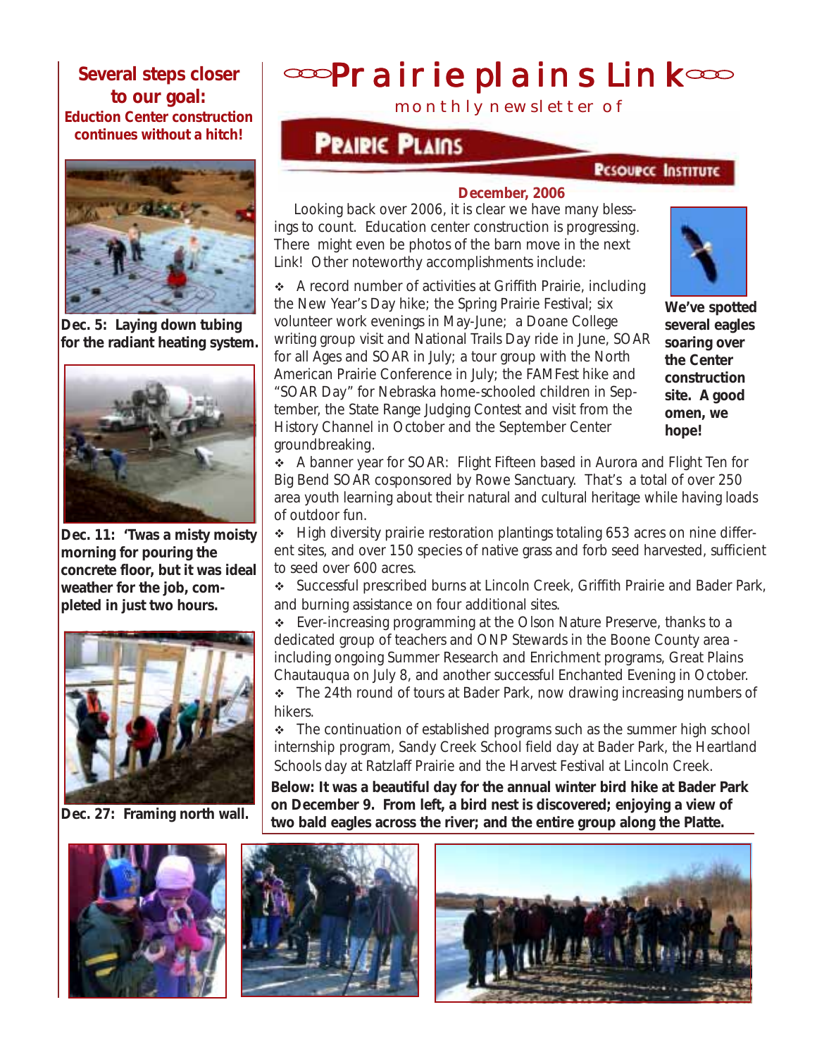# Prairie plains Link

monthly newsletter of

**PRAIRIE PLAINS RESOURCE INSTITUTE**

**December, 2006**

## Several steps closer to our goal:

**Eduction Center construction continues without a hitch!**

**Dec. 5: Laying down tubing for the radiant heating system.**

**Dec. 11: 'Twas a misty moisty morning for pouring the concrete floor, but it was ideal weather for the job, completed in just two hours.**

**Dec. 27: Framing north wall.**

Looking back over 2006, it is clear we have many blessings to count. Education center construction is progressing. There might even be photos of the barn move in the next Link! Other noteworthy accomplishments include:

- A record number of activities at Griffith Prairie, including the New Year's Day hike; the Spring Prairie Festival; six volunteer work evenings in May-June; a Doane College writing group visit and National Trails Day ride in June, SOAR for all Ages and SOAR in July; a tour group with the North American Prairie Conference in July; the FAMFest hike and "SOAR Day" for Nebraska home-schooled children in September, the State Range Judging Contest and visit from the History Channel in October and the September Center groundbreaking.
- A banner year for SOAR: Flight Fifteen based in Aurora and Flight Ten for Big Bend SOAR cosponsored by Rowe Sanctuary. That's a total of over 250 area youth learning about their natural and cultural heritage while having loads of outdoor fun.
- High diversity prairie restoration plantings totaling 653 acres on nine different sites, and over 150 species of native grass and forb seed harvested, sufficient to seed over 600 acres.
- Successful prescribed burns at Lincoln Creek, Griffith Prairie and Bader Park, and burning assistance on four additional sites.
- Ever-increasing programming at the Olson Nature Preserve, thanks to a dedicated group of teachers and ONP Stewards in the Boone County area - including ongoing Summer Research and Enrichment programs, Great Plains Chautauqua on July 8, and another successful Enchanted Evening in October.
- The 24th round of tours at Bader Park, now drawing increasing numbers of hikers.
- The continuation of established programs such as the summer high school internship program, Sandy Creek School field day at Bader Park, the Heartland Schools day at Ratzlaff Prairie and the Harvest Festival at Lincoln Creek.

**We've spotted several eagles soaring over the Center construction site. A good omen, we hope!**

**Below: It was a beautiful day for the annual winter bird hike at Bader Park on December 9. From left, a bird nest is discovered; enjoying a view of two bald eagles across the river; and the entire group along the Platte.**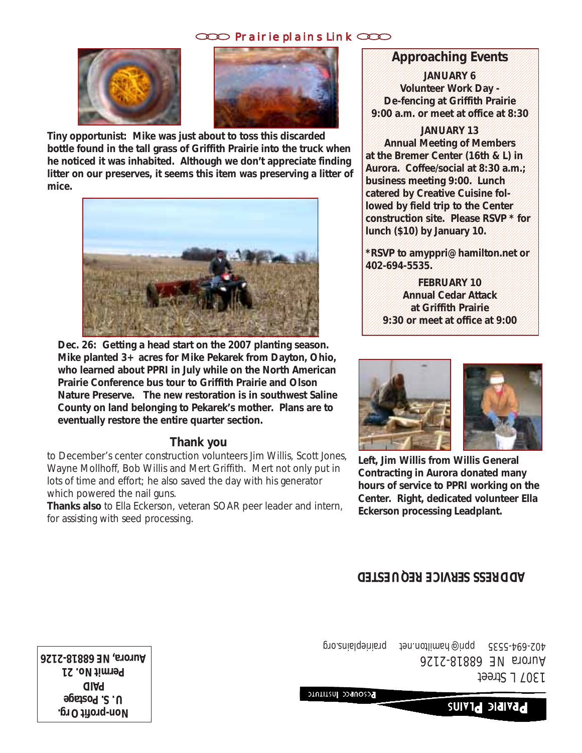Tiny opportunist: Mike was just about to toss this discarded bottle found in the tall grass of Griffith Prairie into the truck when he noticed it was inhabited. Although we don't appreciate finding litter on our preserves, it seems this item was preserving a litter of mice.

Dec. 26: Getting a head start on the 2007 planting season. Mike planted 3+ acres for Mike Pekarek from Dayton, Ohio, who learned about PPRI in July while on the North American Prairie Conference bus tour to Griffith Prairie and Olson Nature Preserve. The new restoration is in southwest Saline County on land belonging to Pekarek's mother. Plans are to eventually restore the entire quarter section.

## Thank you

to December's center construction volunteers Jim Willis, Scott Jones, Wayne Mollhoff, Bob Willis and Mert Griffith. Mert not only put in lots of time and effort; he also saved the day with his generator which powered the nail guns.

**Thanks also** to Ella Eckerson, veteran SOAR peer leader and intern, for assisting with seed processing.

## Approaching Events

**JANUARY 6**
**Volunteer Work Day - De-fencing at Griffith Prairie**
**9:00 a.m. or meet at office at 8:30**

**JANUARY 13**
**Annual Meeting of Members at the Bremer Center (16th & L) in Aurora. Coffee/social at 8:30 a.m.; business meeting 9:00. Lunch catered by Creative Cuisine followed by field trip to the Center construction site. Please RSVP * for lunch ($10) by January 10.**

**\*RSVP to amyppri@hamilton.net or 402-694-5535.**

**FEBRUARY 10**
**Annual Cedar Attack at Griffith Prairie**
**9:30 or meet at office at 9:00**

Left, Jim Willis from Willis General Contracting in Aurora donated many hours of service to PPRI working on the Center. Right, dedicated volunteer Ella Eckerson processing Leadplant.

**ADDRESS SERVICE REQUESTED**

Prairie Plains Resource Institute
1307 L Street
Aurora NE 68818-2126
402-694-5535 ppri@hamilton.net prairieplains.org

Non-profit Org.
U. S. Postage
PAID
Permit No. 21
Aurora, NE 68818-2126